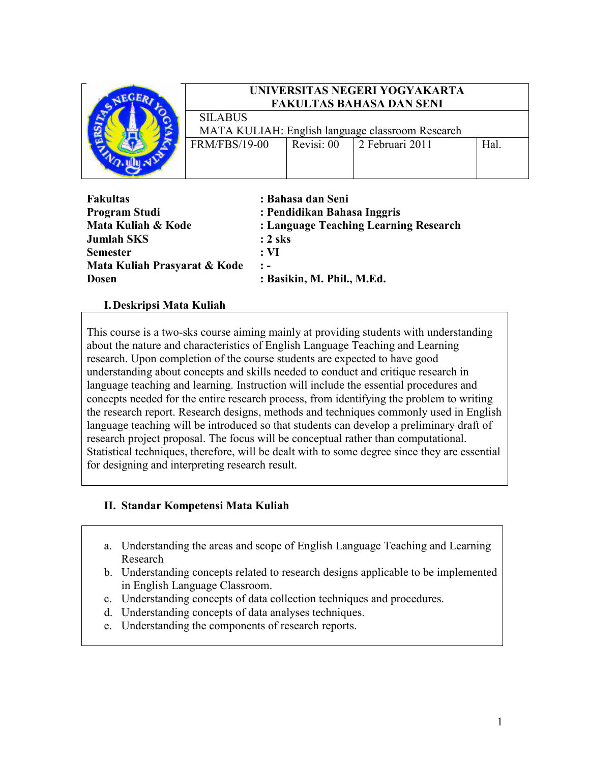| | UNIVERSITAS NEGERI YOGYAKARTA<br>FAKULTAS BAHASA DAN SENI | | | |
|---|---|---|---|---|
| | SILABUS<br>MATA KULIAH: English language classroom Research | | | |
| | FRM/FBS/19-00 | Revisi: 00 | 2 Februari 2011 | Hal. |

| | |
|---|---|
| **Fakultas** | **: Bahasa dan Seni** |
| **Program Studi** | **: Pendidikan Bahasa Inggris** |
| **Mata Kuliah & Kode** | **: Language Teaching Learning Research** |
| **Jumlah SKS** | **: 2 sks** |
| **Semester** | **: VI** |
| **Mata Kuliah Prasyarat & Kode** | **: -** |
| **Dosen** | **: Basikin, M. Phil., M.Ed.** |

## I. Deskripsi Mata Kuliah

This course is a two-sks course aiming mainly at providing students with understanding about the nature and characteristics of English Language Teaching and Learning research. Upon completion of the course students are expected to have good understanding about concepts and skills needed to conduct and critique research in language teaching and learning. Instruction will include the essential procedures and concepts needed for the entire research process, from identifying the problem to writing the research report. Research designs, methods and techniques commonly used in English language teaching will be introduced so that students can develop a preliminary draft of research project proposal. The focus will be conceptual rather than computational. Statistical techniques, therefore, will be dealt with to some degree since they are essential for designing and interpreting research result.

## II. Standar Kompetensi Mata Kuliah

a. Understanding the areas and scope of English Language Teaching and Learning Research
b. Understanding concepts related to research designs applicable to be implemented in English Language Classroom.
c. Understanding concepts of data collection techniques and procedures.
d. Understanding concepts of data analyses techniques.
e. Understanding the components of research reports.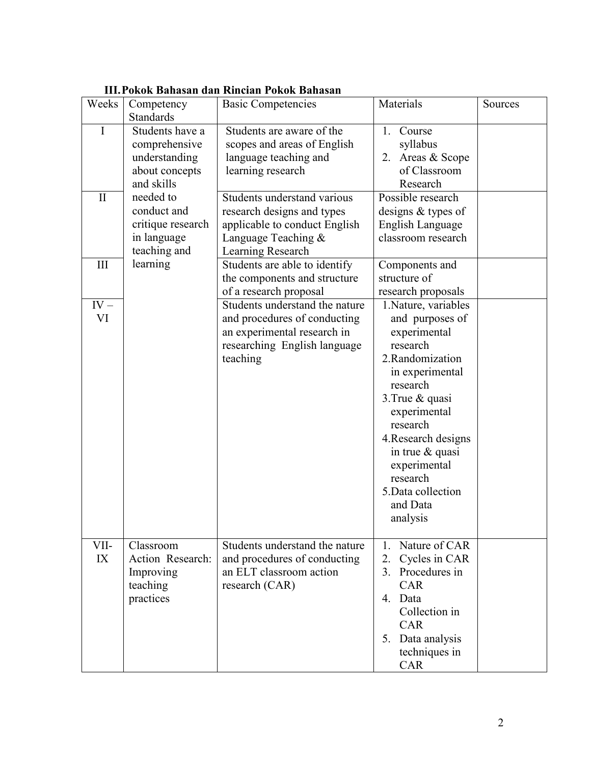### III. Pokok Bahasan dan Rincian Pokok Bahasan

| Weeks | Competency Standards | Basic Competencies | Materials | Sources |
|---|---|---|---|---|
| I | Students have a comprehensive understanding about concepts and skills needed to conduct and critique research in language teaching and learning | Students are aware of the scopes and areas of English language teaching and learning research | 1. Course syllabus<br>2. Areas & Scope of Classroom Research | |
| II | | Students understand various research designs and types applicable to conduct English Language Teaching & Learning Research | Possible research designs & types of English Language classroom research | |
| III | | Students are able to identify the components and structure of a research proposal | Components and structure of research proposals | |
| IV – VI | | Students understand the nature and procedures of conducting an experimental research in researching English language teaching | 1. Nature, variables and purposes of experimental research<br>2. Randomization in experimental research<br>3. True & quasi experimental research<br>4. Research designs in true & quasi experimental research<br>5. Data collection and Data analysis | |
| VII-IX | Classroom Action Research: Improving teaching practices | Students understand the nature and procedures of conducting an ELT classroom action research (CAR) | 1. Nature of CAR<br>2. Cycles in CAR<br>3. Procedures in CAR<br>4. Data Collection in CAR<br>5. Data analysis techniques in CAR | |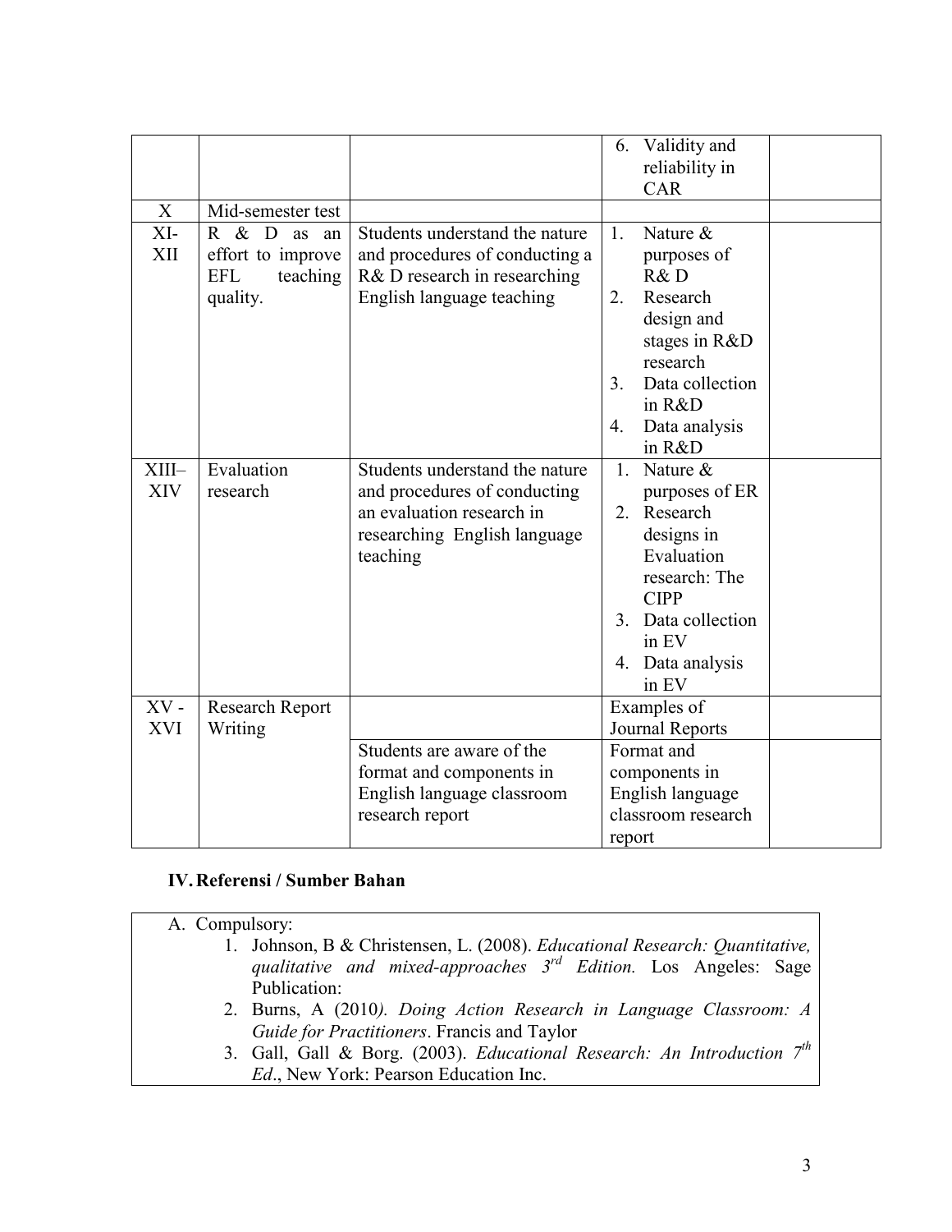|  |  |  | 6. Validity and reliability in CAR |  |
|---|---|---|---|---|
| X | Mid-semester test |  |  |  |
| XI-XII | R & D as an effort to improve EFL teaching quality. | Students understand the nature and procedures of conducting a R& D research in researching English language teaching | 1. Nature & purposes of R& D<br>2. Research design and stages in R&D research<br>3. Data collection in R&D<br>4. Data analysis in R&D |  |
| XIII–XIV | Evaluation research | Students understand the nature and procedures of conducting an evaluation research in researching English language teaching | 1. Nature & purposes of ER<br>2. Research designs in Evaluation research: The CIPP<br>3. Data collection in EV<br>4. Data analysis in EV |  |
| XV - XVI | Research Report Writing |  | Examples of Journal Reports |  |
|  |  | Students are aware of the format and components in English language classroom research report | Format and components in English language classroom research report |  |

## IV. Referensi / Sumber Bahan

A. Compulsory:

1. Johnson, B & Christensen, L. (2008). *Educational Research: Quantitative, qualitative and mixed-approaches 3rd Edition.* Los Angeles: Sage Publication:
2. Burns, A (2010*). Doing Action Research in Language Classroom: A Guide for Practitioners*. Francis and Taylor
3. Gall, Gall & Borg. (2003). *Educational Research: An Introduction 7th Ed*., New York: Pearson Education Inc.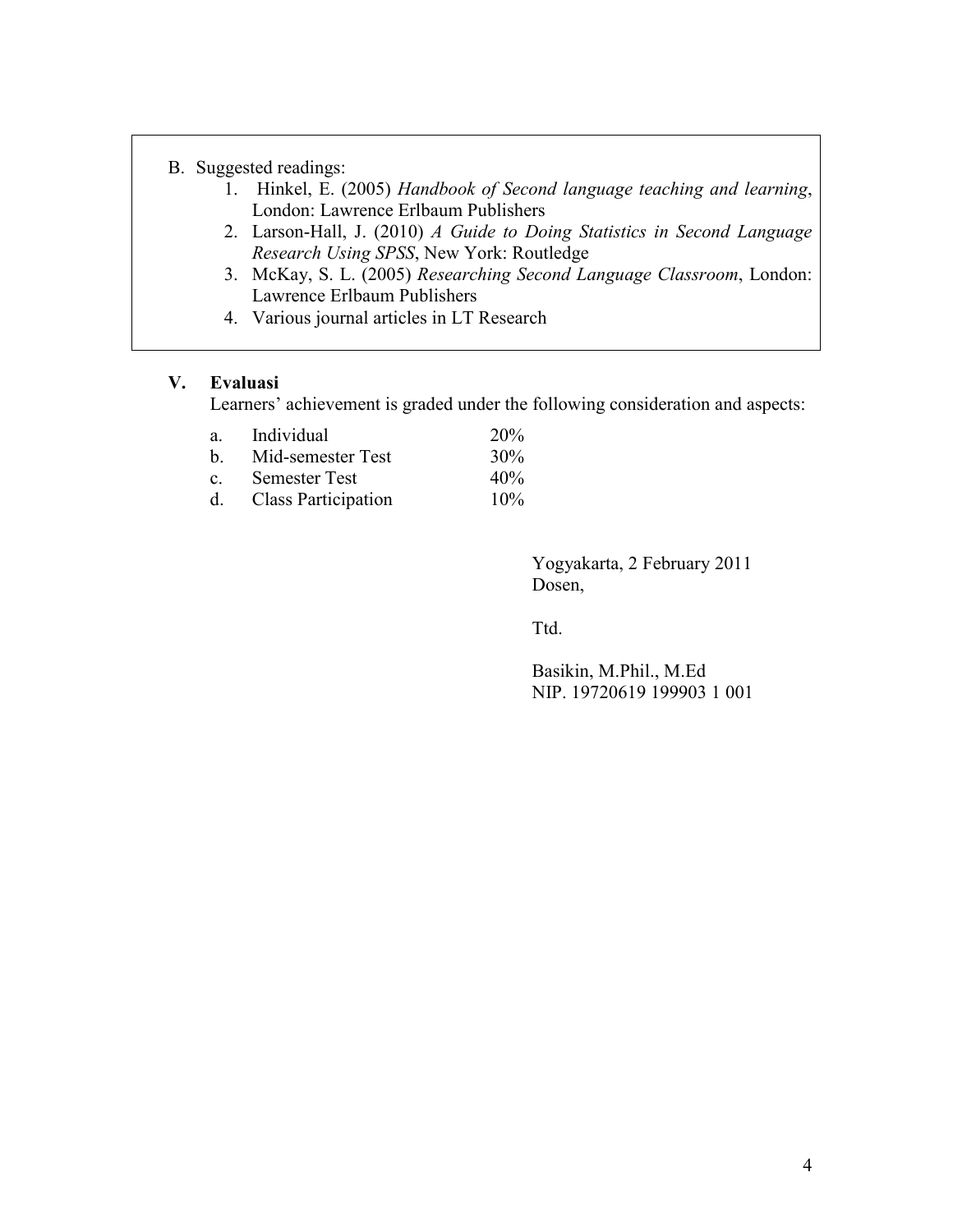B. Suggested readings:

1. Hinkel, E. (2005) *Handbook of Second language teaching and learning*, London: Lawrence Erlbaum Publishers
2. Larson-Hall, J. (2010) *A Guide to Doing Statistics in Second Language Research Using SPSS*, New York: Routledge
3. McKay, S. L. (2005) *Researching Second Language Classroom*, London: Lawrence Erlbaum Publishers
4. Various journal articles in LT Research

## V. Evaluasi

Learners' achievement is graded under the following consideration and aspects:

| | | |
|---|---|---|
| a. | Individual | 20% |
| b. | Mid-semester Test | 30% |
| c. | Semester Test | 40% |
| d. | Class Participation | 10% |

Yogyakarta, 2 February 2011
Dosen,

Ttd.

Basikin, M.Phil., M.Ed
NIP. 19720619 199903 1 001